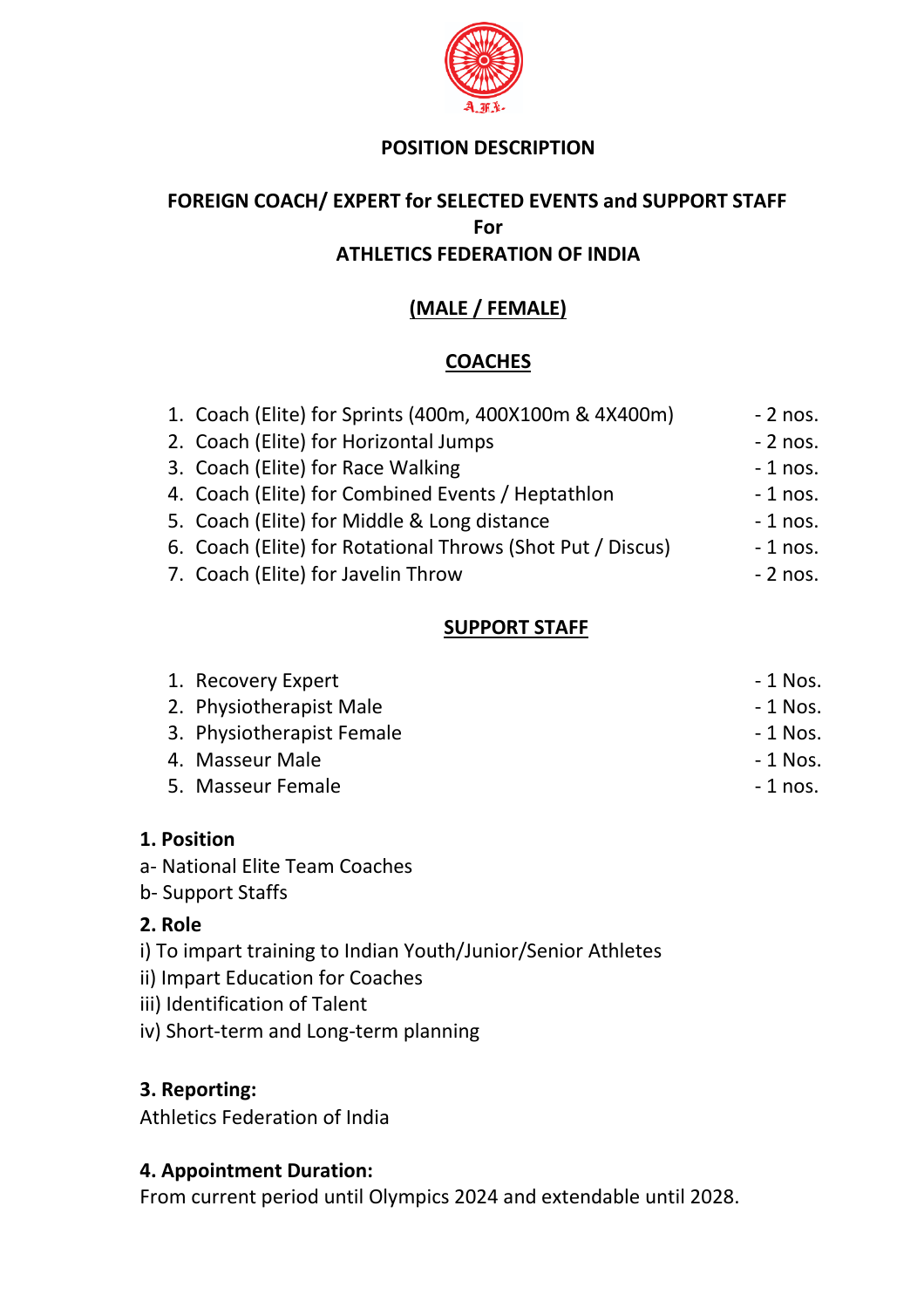A.F.I.

**POSITION DESCRIPTION**

**FOREIGN COACH/ EXPERT for SELECTED EVENTS and SUPPORT STAFF**
**For**
**ATHLETICS FEDERATION OF INDIA**

**(MALE / FEMALE)**

**COACHES**

1. Coach (Elite) for Sprints (400m, 400X100m & 4X400m) - 2 nos.
2. Coach (Elite) for Horizontal Jumps - 2 nos.
3. Coach (Elite) for Race Walking - 1 nos.
4. Coach (Elite) for Combined Events / Heptathlon - 1 nos.
5. Coach (Elite) for Middle & Long distance - 1 nos.
6. Coach (Elite) for Rotational Throws (Shot Put / Discus) - 1 nos.
7. Coach (Elite) for Javelin Throw - 2 nos.

**SUPPORT STAFF**

1. Recovery Expert - 1 Nos.
2. Physiotherapist Male - 1 Nos.
3. Physiotherapist Female - 1 Nos.
4. Masseur Male - 1 Nos.
5. Masseur Female - 1 nos.

**1. Position**

a- National Elite Team Coaches
b- Support Staffs

**2. Role**

i) To impart training to Indian Youth/Junior/Senior Athletes
ii) Impart Education for Coaches
iii) Identification of Talent
iv) Short-term and Long-term planning

**3. Reporting:**

Athletics Federation of India

**4. Appointment Duration:**

From current period until Olympics 2024 and extendable until 2028.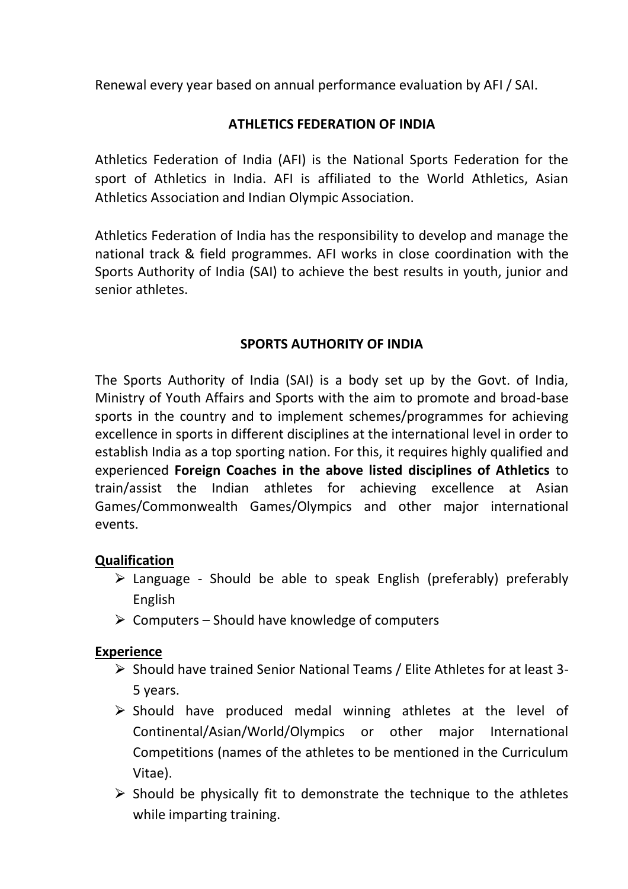Renewal every year based on annual performance evaluation by AFI / SAI.

### ATHLETICS FEDERATION OF INDIA

Athletics Federation of India (AFI) is the National Sports Federation for the sport of Athletics in India. AFI is affiliated to the World Athletics, Asian Athletics Association and Indian Olympic Association.

Athletics Federation of India has the responsibility to develop and manage the national track & field programmes. AFI works in close coordination with the Sports Authority of India (SAI) to achieve the best results in youth, junior and senior athletes.

### SPORTS AUTHORITY OF INDIA

The Sports Authority of India (SAI) is a body set up by the Govt. of India, Ministry of Youth Affairs and Sports with the aim to promote and broad-base sports in the country and to implement schemes/programmes for achieving excellence in sports in different disciplines at the international level in order to establish India as a top sporting nation. For this, it requires highly qualified and experienced **Foreign Coaches in the above listed disciplines of Athletics** to train/assist the Indian athletes for achieving excellence at Asian Games/Commonwealth Games/Olympics and other major international events.

**Qualification**

- Language - Should be able to speak English (preferably) preferably English
- Computers – Should have knowledge of computers

**Experience**

- Should have trained Senior National Teams / Elite Athletes for at least 3-5 years.
- Should have produced medal winning athletes at the level of Continental/Asian/World/Olympics or other major International Competitions (names of the athletes to be mentioned in the Curriculum Vitae).
- Should be physically fit to demonstrate the technique to the athletes while imparting training.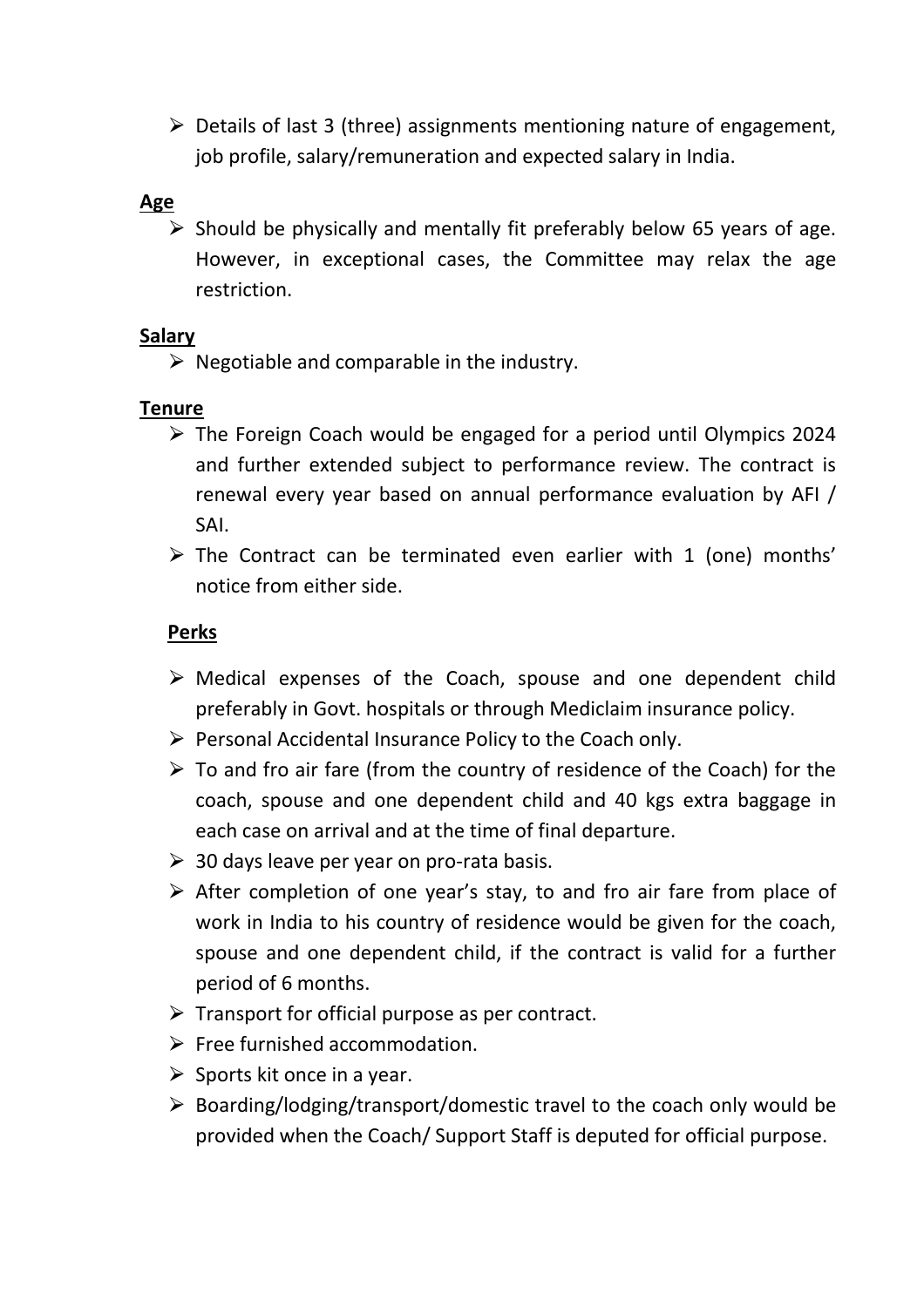- Details of last 3 (three) assignments mentioning nature of engagement, job profile, salary/remuneration and expected salary in India.

**Age**

- Should be physically and mentally fit preferably below 65 years of age. However, in exceptional cases, the Committee may relax the age restriction.

**Salary**

- Negotiable and comparable in the industry.

**Tenure**

- The Foreign Coach would be engaged for a period until Olympics 2024 and further extended subject to performance review. The contract is renewal every year based on annual performance evaluation by AFI / SAI.
- The Contract can be terminated even earlier with 1 (one) months' notice from either side.

**Perks**

- Medical expenses of the Coach, spouse and one dependent child preferably in Govt. hospitals or through Mediclaim insurance policy.
- Personal Accidental Insurance Policy to the Coach only.
- To and fro air fare (from the country of residence of the Coach) for the coach, spouse and one dependent child and 40 kgs extra baggage in each case on arrival and at the time of final departure.
- 30 days leave per year on pro-rata basis.
- After completion of one year's stay, to and fro air fare from place of work in India to his country of residence would be given for the coach, spouse and one dependent child, if the contract is valid for a further period of 6 months.
- Transport for official purpose as per contract.
- Free furnished accommodation.
- Sports kit once in a year.
- Boarding/lodging/transport/domestic travel to the coach only would be provided when the Coach/ Support Staff is deputed for official purpose.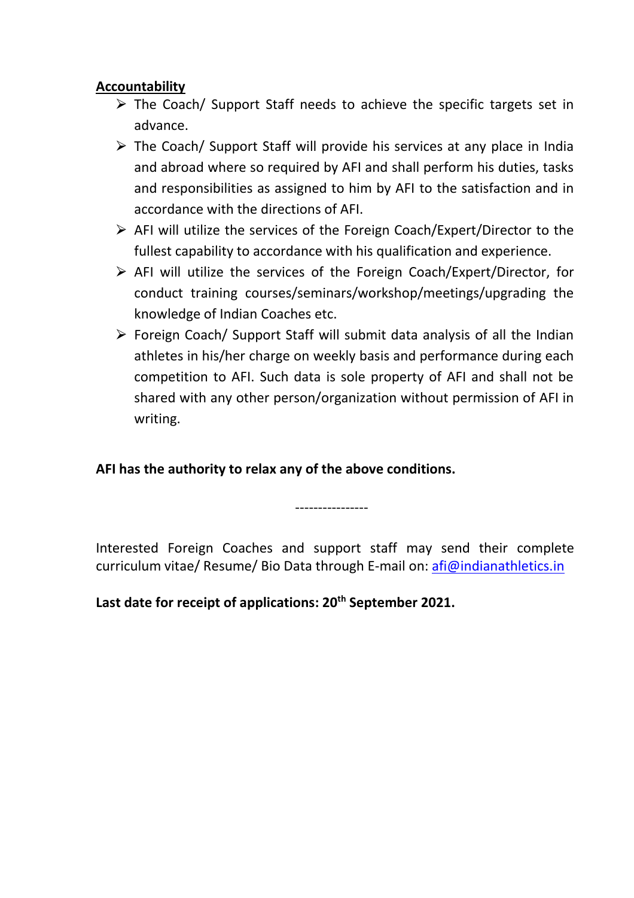**Accountability**

- The Coach/ Support Staff needs to achieve the specific targets set in advance.
- The Coach/ Support Staff will provide his services at any place in India and abroad where so required by AFI and shall perform his duties, tasks and responsibilities as assigned to him by AFI to the satisfaction and in accordance with the directions of AFI.
- AFI will utilize the services of the Foreign Coach/Expert/Director to the fullest capability to accordance with his qualification and experience.
- AFI will utilize the services of the Foreign Coach/Expert/Director, for conduct training courses/seminars/workshop/meetings/upgrading the knowledge of Indian Coaches etc.
- Foreign Coach/ Support Staff will submit data analysis of all the Indian athletes in his/her charge on weekly basis and performance during each competition to AFI. Such data is sole property of AFI and shall not be shared with any other person/organization without permission of AFI in writing.

**AFI has the authority to relax any of the above conditions.**

----------------

Interested Foreign Coaches and support staff may send their complete curriculum vitae/ Resume/ Bio Data through E-mail on: afi@indianathletics.in

**Last date for receipt of applications: 20th September 2021.**